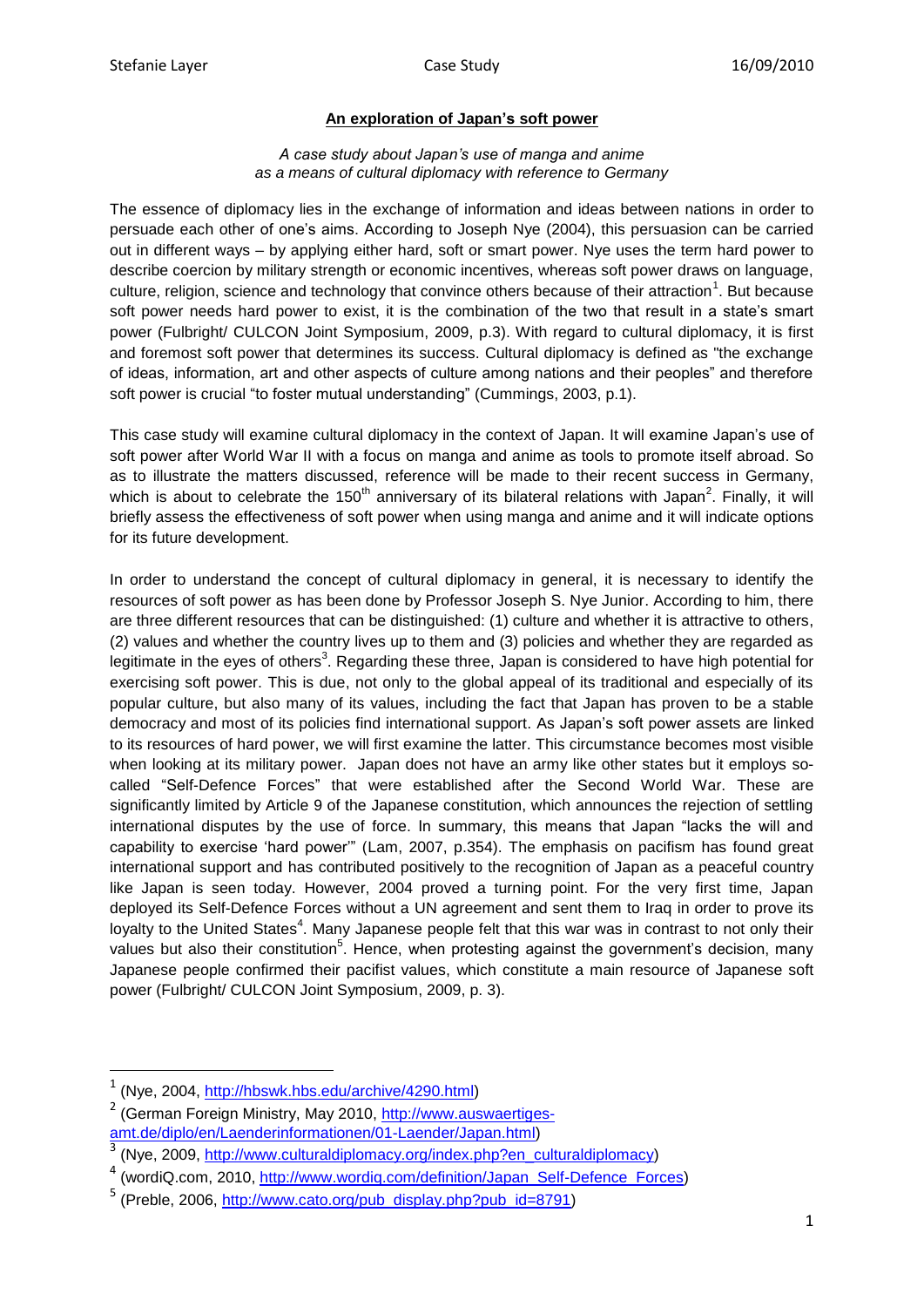## An exploration of Japan's soft power

*A case study about Japan's use of manga and anime as a means of cultural diplomacy with reference to Germany*

The essence of diplomacy lies in the exchange of information and ideas between nations in order to persuade each other of one's aims. According to Joseph Nye (2004), this persuasion can be carried out in different ways – by applying either hard, soft or smart power. Nye uses the term hard power to describe coercion by military strength or economic incentives, whereas soft power draws on language, culture, religion, science and technology that convince others because of their attraction[1]. But because soft power needs hard power to exist, it is the combination of the two that result in a state's smart power (Fulbright/ CULCON Joint Symposium, 2009, p.3). With regard to cultural diplomacy, it is first and foremost soft power that determines its success. Cultural diplomacy is defined as "the exchange of ideas, information, art and other aspects of culture among nations and their peoples" and therefore soft power is crucial "to foster mutual understanding" (Cummings, 2003, p.1).

This case study will examine cultural diplomacy in the context of Japan. It will examine Japan's use of soft power after World War II with a focus on manga and anime as tools to promote itself abroad. So as to illustrate the matters discussed, reference will be made to their recent success in Germany, which is about to celebrate the 150th anniversary of its bilateral relations with Japan[2]. Finally, it will briefly assess the effectiveness of soft power when using manga and anime and it will indicate options for its future development.

In order to understand the concept of cultural diplomacy in general, it is necessary to identify the resources of soft power as has been done by Professor Joseph S. Nye Junior. According to him, there are three different resources that can be distinguished: (1) culture and whether it is attractive to others, (2) values and whether the country lives up to them and (3) policies and whether they are regarded as legitimate in the eyes of others[3]. Regarding these three, Japan is considered to have high potential for exercising soft power. This is due, not only to the global appeal of its traditional and especially of its popular culture, but also many of its values, including the fact that Japan has proven to be a stable democracy and most of its policies find international support. As Japan's soft power assets are linked to its resources of hard power, we will first examine the latter. This circumstance becomes most visible when looking at its military power. Japan does not have an army like other states but it employs so-called "Self-Defence Forces" that were established after the Second World War. These are significantly limited by Article 9 of the Japanese constitution, which announces the rejection of settling international disputes by the use of force. In summary, this means that Japan "lacks the will and capability to exercise 'hard power'" (Lam, 2007, p.354). The emphasis on pacifism has found great international support and has contributed positively to the recognition of Japan as a peaceful country like Japan is seen today. However, 2004 proved a turning point. For the very first time, Japan deployed its Self-Defence Forces without a UN agreement and sent them to Iraq in order to prove its loyalty to the United States[4]. Many Japanese people felt that this war was in contrast to not only their values but also their constitution[5]. Hence, when protesting against the government's decision, many Japanese people confirmed their pacifist values, which constitute a main resource of Japanese soft power (Fulbright/ CULCON Joint Symposium, 2009, p. 3).

---

[1] (Nye, 2004, http://hbswk.hbs.edu/archive/4290.html)

[2] (German Foreign Ministry, May 2010, http://www.auswaertiges-amt.de/diplo/en/Laenderinformationen/01-Laender/Japan.html)

[3] (Nye, 2009, http://www.culturaldiplomacy.org/index.php?en_culturaldiplomacy)

[4] (wordiQ.com, 2010, http://www.wordiq.com/definition/Japan_Self-Defence_Forces)

[5] (Preble, 2006, http://www.cato.org/pub_display.php?pub_id=8791)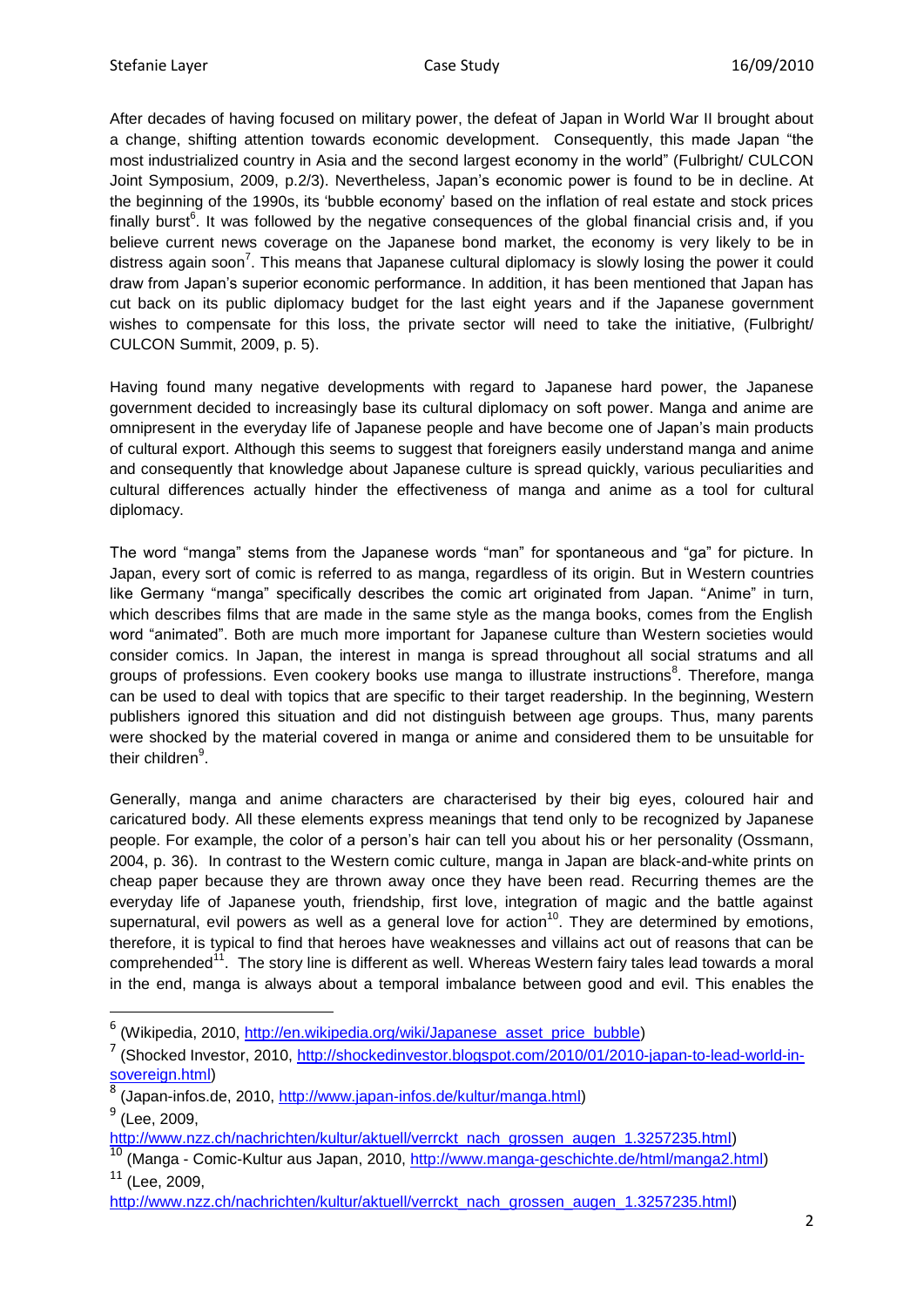After decades of having focused on military power, the defeat of Japan in World War II brought about a change, shifting attention towards economic development. Consequently, this made Japan "the most industrialized country in Asia and the second largest economy in the world" (Fulbright/ CULCON Joint Symposium, 2009, p.2/3). Nevertheless, Japan's economic power is found to be in decline. At the beginning of the 1990s, its 'bubble economy' based on the inflation of real estate and stock prices finally burst[6]. It was followed by the negative consequences of the global financial crisis and, if you believe current news coverage on the Japanese bond market, the economy is very likely to be in distress again soon[7]. This means that Japanese cultural diplomacy is slowly losing the power it could draw from Japan's superior economic performance. In addition, it has been mentioned that Japan has cut back on its public diplomacy budget for the last eight years and if the Japanese government wishes to compensate for this loss, the private sector will need to take the initiative, (Fulbright/ CULCON Summit, 2009, p. 5).

Having found many negative developments with regard to Japanese hard power, the Japanese government decided to increasingly base its cultural diplomacy on soft power. Manga and anime are omnipresent in the everyday life of Japanese people and have become one of Japan's main products of cultural export. Although this seems to suggest that foreigners easily understand manga and anime and consequently that knowledge about Japanese culture is spread quickly, various peculiarities and cultural differences actually hinder the effectiveness of manga and anime as a tool for cultural diplomacy.

The word "manga" stems from the Japanese words "man" for spontaneous and "ga" for picture. In Japan, every sort of comic is referred to as manga, regardless of its origin. But in Western countries like Germany "manga" specifically describes the comic art originated from Japan. "Anime" in turn, which describes films that are made in the same style as the manga books, comes from the English word "animated". Both are much more important for Japanese culture than Western societies would consider comics. In Japan, the interest in manga is spread throughout all social stratums and all groups of professions. Even cookery books use manga to illustrate instructions[8]. Therefore, manga can be used to deal with topics that are specific to their target readership. In the beginning, Western publishers ignored this situation and did not distinguish between age groups. Thus, many parents were shocked by the material covered in manga or anime and considered them to be unsuitable for their children[9].

Generally, manga and anime characters are characterised by their big eyes, coloured hair and caricatured body. All these elements express meanings that tend only to be recognized by Japanese people. For example, the color of a person's hair can tell you about his or her personality (Ossmann, 2004, p. 36). In contrast to the Western comic culture, manga in Japan are black-and-white prints on cheap paper because they are thrown away once they have been read. Recurring themes are the everyday life of Japanese youth, friendship, first love, integration of magic and the battle against supernatural, evil powers as well as a general love for action[10]. They are determined by emotions, therefore, it is typical to find that heroes have weaknesses and villains act out of reasons that can be comprehended[11]. The story line is different as well. Whereas Western fairy tales lead towards a moral in the end, manga is always about a temporal imbalance between good and evil. This enables the

---

[6] (Wikipedia, 2010, http://en.wikipedia.org/wiki/Japanese_asset_price_bubble)

[7] (Shocked Investor, 2010, http://shockedinvestor.blogspot.com/2010/01/2010-japan-to-lead-world-in-sovereign.html)

[8] (Japan-infos.de, 2010, http://www.japan-infos.de/kultur/manga.html)

[9] (Lee, 2009, http://www.nzz.ch/nachrichten/kultur/aktuell/verrckt_nach_grossen_augen_1.3257235.html)

[10] (Manga - Comic-Kultur aus Japan, 2010, http://www.manga-geschichte.de/html/manga2.html)

[11] (Lee, 2009, http://www.nzz.ch/nachrichten/kultur/aktuell/verrckt_nach_grossen_augen_1.3257235.html)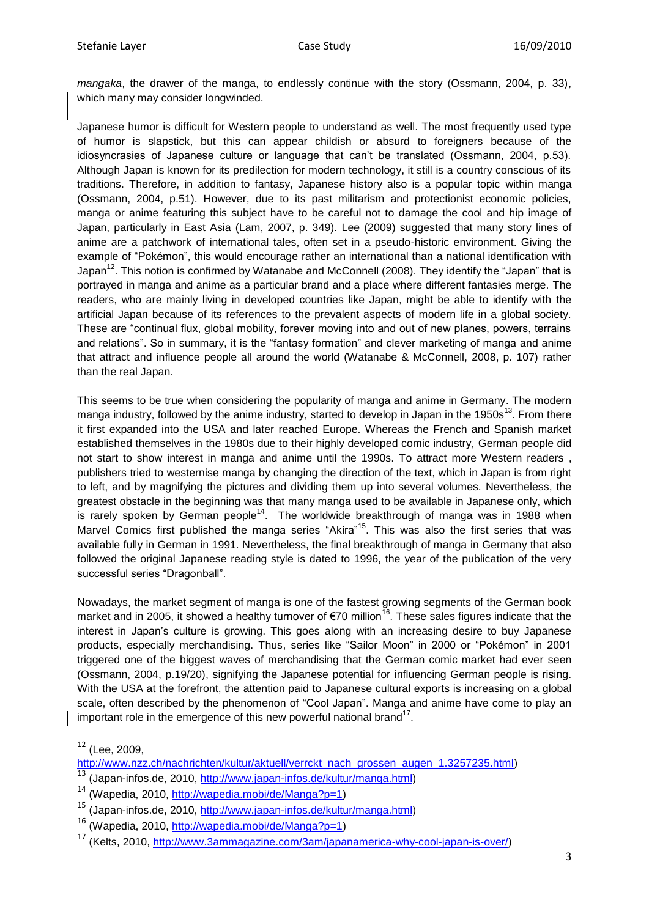*mangaka*, the drawer of the manga, to endlessly continue with the story (Ossmann, 2004, p. 33), which many may consider longwinded.

Japanese humor is difficult for Western people to understand as well. The most frequently used type of humor is slapstick, but this can appear childish or absurd to foreigners because of the idiosyncrasies of Japanese culture or language that can't be translated (Ossmann, 2004, p.53). Although Japan is known for its predilection for modern technology, it still is a country conscious of its traditions. Therefore, in addition to fantasy, Japanese history also is a popular topic within manga (Ossmann, 2004, p.51). However, due to its past militarism and protectionist economic policies, manga or anime featuring this subject have to be careful not to damage the cool and hip image of Japan, particularly in East Asia (Lam, 2007, p. 349). Lee (2009) suggested that many story lines of anime are a patchwork of international tales, often set in a pseudo-historic environment. Giving the example of "Pokémon", this would encourage rather an international than a national identification with Japan[12]. This notion is confirmed by Watanabe and McConnell (2008). They identify the "Japan" that is portrayed in manga and anime as a particular brand and a place where different fantasies merge. The readers, who are mainly living in developed countries like Japan, might be able to identify with the artificial Japan because of its references to the prevalent aspects of modern life in a global society. These are "continual flux, global mobility, forever moving into and out of new planes, powers, terrains and relations". So in summary, it is the "fantasy formation" and clever marketing of manga and anime that attract and influence people all around the world (Watanabe & McConnell, 2008, p. 107) rather than the real Japan.

This seems to be true when considering the popularity of manga and anime in Germany. The modern manga industry, followed by the anime industry, started to develop in Japan in the 1950s[13]. From there it first expanded into the USA and later reached Europe. Whereas the French and Spanish market established themselves in the 1980s due to their highly developed comic industry, German people did not start to show interest in manga and anime until the 1990s. To attract more Western readers , publishers tried to westernise manga by changing the direction of the text, which in Japan is from right to left, and by magnifying the pictures and dividing them up into several volumes. Nevertheless, the greatest obstacle in the beginning was that many manga used to be available in Japanese only, which is rarely spoken by German people[14]. The worldwide breakthrough of manga was in 1988 when Marvel Comics first published the manga series "Akira"[15]. This was also the first series that was available fully in German in 1991. Nevertheless, the final breakthrough of manga in Germany that also followed the original Japanese reading style is dated to 1996, the year of the publication of the very successful series "Dragonball".

Nowadays, the market segment of manga is one of the fastest growing segments of the German book market and in 2005, it showed a healthy turnover of €70 million[16]. These sales figures indicate that the interest in Japan's culture is growing. This goes along with an increasing desire to buy Japanese products, especially merchandising. Thus, series like "Sailor Moon" in 2000 or "Pokémon" in 2001 triggered one of the biggest waves of merchandising that the German comic market had ever seen (Ossmann, 2004, p.19/20), signifying the Japanese potential for influencing German people is rising. With the USA at the forefront, the attention paid to Japanese cultural exports is increasing on a global scale, often described by the phenomenon of "Cool Japan". Manga and anime have come to play an important role in the emergence of this new powerful national brand[17].

---

[12] (Lee, 2009, http://www.nzz.ch/nachrichten/kultur/aktuell/verrckt_nach_grossen_augen_1.3257235.html)

[13] (Japan-infos.de, 2010, http://www.japan-infos.de/kultur/manga.html)

[14] (Wapedia, 2010, http://wapedia.mobi/de/Manga?p=1)

[15] (Japan-infos.de, 2010, http://www.japan-infos.de/kultur/manga.html)

[16] (Wapedia, 2010, http://wapedia.mobi/de/Manga?p=1)

[17] (Kelts, 2010, http://www.3ammagazine.com/3am/japanamerica-why-cool-japan-is-over/)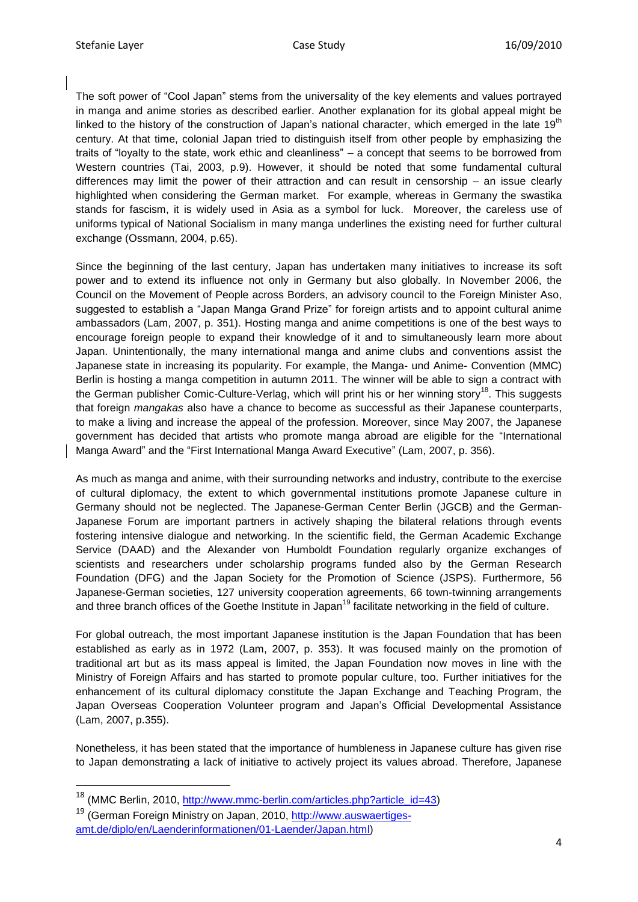The soft power of "Cool Japan" stems from the universality of the key elements and values portrayed in manga and anime stories as described earlier. Another explanation for its global appeal might be linked to the history of the construction of Japan's national character, which emerged in the late 19th century. At that time, colonial Japan tried to distinguish itself from other people by emphasizing the traits of "loyalty to the state, work ethic and cleanliness" – a concept that seems to be borrowed from Western countries (Tai, 2003, p.9). However, it should be noted that some fundamental cultural differences may limit the power of their attraction and can result in censorship – an issue clearly highlighted when considering the German market. For example, whereas in Germany the swastika stands for fascism, it is widely used in Asia as a symbol for luck. Moreover, the careless use of uniforms typical of National Socialism in many manga underlines the existing need for further cultural exchange (Ossmann, 2004, p.65).

Since the beginning of the last century, Japan has undertaken many initiatives to increase its soft power and to extend its influence not only in Germany but also globally. In November 2006, the Council on the Movement of People across Borders, an advisory council to the Foreign Minister Aso, suggested to establish a "Japan Manga Grand Prize" for foreign artists and to appoint cultural anime ambassadors (Lam, 2007, p. 351). Hosting manga and anime competitions is one of the best ways to encourage foreign people to expand their knowledge of it and to simultaneously learn more about Japan. Unintentionally, the many international manga and anime clubs and conventions assist the Japanese state in increasing its popularity. For example, the Manga- und Anime- Convention (MMC) Berlin is hosting a manga competition in autumn 2011. The winner will be able to sign a contract with the German publisher Comic-Culture-Verlag, which will print his or her winning story[18]. This suggests that foreign *mangakas* also have a chance to become as successful as their Japanese counterparts, to make a living and increase the appeal of the profession. Moreover, since May 2007, the Japanese government has decided that artists who promote manga abroad are eligible for the "International Manga Award" and the "First International Manga Award Executive" (Lam, 2007, p. 356).

As much as manga and anime, with their surrounding networks and industry, contribute to the exercise of cultural diplomacy, the extent to which governmental institutions promote Japanese culture in Germany should not be neglected. The Japanese-German Center Berlin (JGCB) and the German-Japanese Forum are important partners in actively shaping the bilateral relations through events fostering intensive dialogue and networking. In the scientific field, the German Academic Exchange Service (DAAD) and the Alexander von Humboldt Foundation regularly organize exchanges of scientists and researchers under scholarship programs funded also by the German Research Foundation (DFG) and the Japan Society for the Promotion of Science (JSPS). Furthermore, 56 Japanese-German societies, 127 university cooperation agreements, 66 town-twinning arrangements and three branch offices of the Goethe Institute in Japan[19] facilitate networking in the field of culture.

For global outreach, the most important Japanese institution is the Japan Foundation that has been established as early as in 1972 (Lam, 2007, p. 353). It was focused mainly on the promotion of traditional art but as its mass appeal is limited, the Japan Foundation now moves in line with the Ministry of Foreign Affairs and has started to promote popular culture, too. Further initiatives for the enhancement of its cultural diplomacy constitute the Japan Exchange and Teaching Program, the Japan Overseas Cooperation Volunteer program and Japan's Official Developmental Assistance (Lam, 2007, p.355).

Nonetheless, it has been stated that the importance of humbleness in Japanese culture has given rise to Japan demonstrating a lack of initiative to actively project its values abroad. Therefore, Japanese

---

[18] (MMC Berlin, 2010, http://www.mmc-berlin.com/articles.php?article_id=43)

[19] (German Foreign Ministry on Japan, 2010, http://www.auswaertiges-amt.de/diplo/en/Laenderinformationen/01-Laender/Japan.html)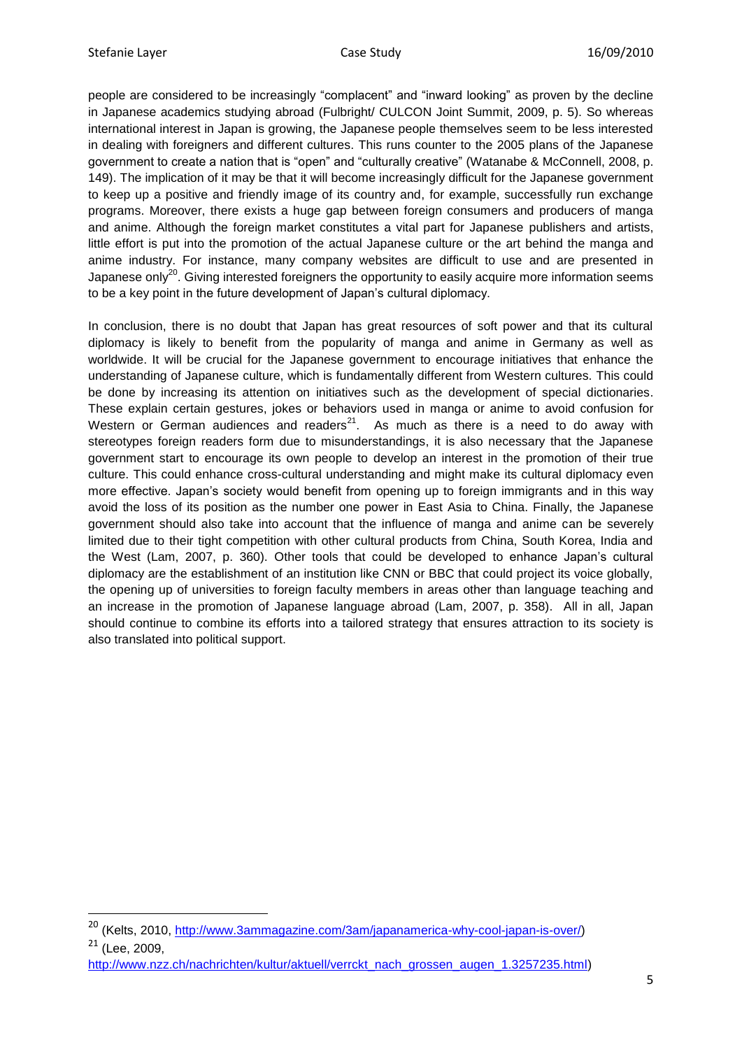people are considered to be increasingly "complacent" and "inward looking" as proven by the decline in Japanese academics studying abroad (Fulbright/ CULCON Joint Summit, 2009, p. 5). So whereas international interest in Japan is growing, the Japanese people themselves seem to be less interested in dealing with foreigners and different cultures. This runs counter to the 2005 plans of the Japanese government to create a nation that is "open" and "culturally creative" (Watanabe & McConnell, 2008, p. 149). The implication of it may be that it will become increasingly difficult for the Japanese government to keep up a positive and friendly image of its country and, for example, successfully run exchange programs. Moreover, there exists a huge gap between foreign consumers and producers of manga and anime. Although the foreign market constitutes a vital part for Japanese publishers and artists, little effort is put into the promotion of the actual Japanese culture or the art behind the manga and anime industry. For instance, many company websites are difficult to use and are presented in Japanese only[20]. Giving interested foreigners the opportunity to easily acquire more information seems to be a key point in the future development of Japan's cultural diplomacy.

In conclusion, there is no doubt that Japan has great resources of soft power and that its cultural diplomacy is likely to benefit from the popularity of manga and anime in Germany as well as worldwide. It will be crucial for the Japanese government to encourage initiatives that enhance the understanding of Japanese culture, which is fundamentally different from Western cultures. This could be done by increasing its attention on initiatives such as the development of special dictionaries. These explain certain gestures, jokes or behaviors used in manga or anime to avoid confusion for Western or German audiences and readers[21]. As much as there is a need to do away with stereotypes foreign readers form due to misunderstandings, it is also necessary that the Japanese government start to encourage its own people to develop an interest in the promotion of their true culture. This could enhance cross-cultural understanding and might make its cultural diplomacy even more effective. Japan's society would benefit from opening up to foreign immigrants and in this way avoid the loss of its position as the number one power in East Asia to China. Finally, the Japanese government should also take into account that the influence of manga and anime can be severely limited due to their tight competition with other cultural products from China, South Korea, India and the West (Lam, 2007, p. 360). Other tools that could be developed to enhance Japan's cultural diplomacy are the establishment of an institution like CNN or BBC that could project its voice globally, the opening up of universities to foreign faculty members in areas other than language teaching and an increase in the promotion of Japanese language abroad (Lam, 2007, p. 358). All in all, Japan should continue to combine its efforts into a tailored strategy that ensures attraction to its society is also translated into political support.

---

[20] (Kelts, 2010, http://www.3ammagazine.com/3am/japanamerica-why-cool-japan-is-over/)

[21] (Lee, 2009, http://www.nzz.ch/nachrichten/kultur/aktuell/verrckt_nach_grossen_augen_1.3257235.html)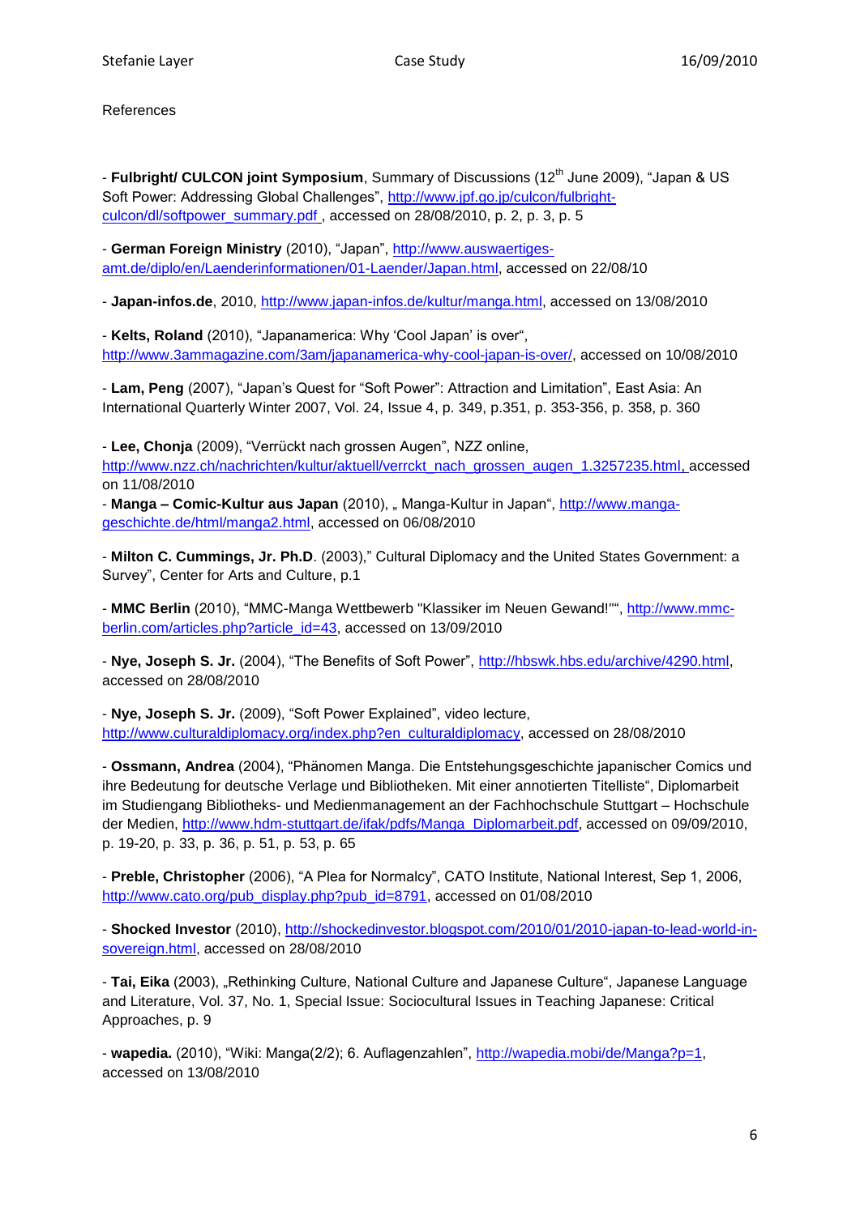References

- **Fulbright/ CULCON joint Symposium**, Summary of Discussions (12th June 2009), “Japan & US Soft Power: Addressing Global Challenges”, http://www.jpf.go.jp/culcon/fulbright-culcon/dl/softpower_summary.pdf , accessed on 28/08/2010, p. 2, p. 3, p. 5

- **German Foreign Ministry** (2010), “Japan”, http://www.auswaertiges-amt.de/diplo/en/Laenderinformationen/01-Laender/Japan.html, accessed on 22/08/10

- **Japan-infos.de**, 2010, http://www.japan-infos.de/kultur/manga.html, accessed on 13/08/2010

- **Kelts, Roland** (2010), “Japanamerica: Why ‘Cool Japan’ is over“, http://www.3ammagazine.com/3am/japanamerica-why-cool-japan-is-over/, accessed on 10/08/2010

- **Lam, Peng** (2007), “Japan’s Quest for “Soft Power”: Attraction and Limitation”, East Asia: An International Quarterly Winter 2007, Vol. 24, Issue 4, p. 349, p.351, p. 353-356, p. 358, p. 360

- **Lee, Chonja** (2009), “Verrückt nach grossen Augen”, NZZ online, http://www.nzz.ch/nachrichten/kultur/aktuell/verrckt_nach_grossen_augen_1.3257235.html, accessed on 11/08/2010

- **Manga – Comic-Kultur aus Japan** (2010), „ Manga-Kultur in Japan“, http://www.manga-geschichte.de/html/manga2.html, accessed on 06/08/2010

- **Milton C. Cummings, Jr. Ph.D**. (2003),” Cultural Diplomacy and the United States Government: a Survey”, Center for Arts and Culture, p.1

- **MMC Berlin** (2010), “MMC-Manga Wettbewerb "Klassiker im Neuen Gewand!"“, http://www.mmc-berlin.com/articles.php?article_id=43, accessed on 13/09/2010

- **Nye, Joseph S. Jr.** (2004), “The Benefits of Soft Power”, http://hbswk.hbs.edu/archive/4290.html, accessed on 28/08/2010

- **Nye, Joseph S. Jr.** (2009), “Soft Power Explained”, video lecture, http://www.culturaldiplomacy.org/index.php?en_culturaldiplomacy, accessed on 28/08/2010

- **Ossmann, Andrea** (2004), “Phänomen Manga. Die Entstehungsgeschichte japanischer Comics und ihre Bedeutung for deutsche Verlage und Bibliotheken. Mit einer annotierten Titelliste“, Diplomarbeit im Studiengang Bibliotheks- und Medienmanagement an der Fachhochschule Stuttgart – Hochschule der Medien, http://www.hdm-stuttgart.de/ifak/pdfs/Manga_Diplomarbeit.pdf, accessed on 09/09/2010, p. 19-20, p. 33, p. 36, p. 51, p. 53, p. 65

- **Preble, Christopher** (2006), “A Plea for Normalcy”, CATO Institute, National Interest, Sep 1, 2006, http://www.cato.org/pub_display.php?pub_id=8791, accessed on 01/08/2010

- **Shocked Investor** (2010), http://shockedinvestor.blogspot.com/2010/01/2010-japan-to-lead-world-in-sovereign.html, accessed on 28/08/2010

- **Tai, Eika** (2003), „Rethinking Culture, National Culture and Japanese Culture“, Japanese Language and Literature, Vol. 37, No. 1, Special Issue: Sociocultural Issues in Teaching Japanese: Critical Approaches, p. 9

- **wapedia.** (2010), “Wiki: Manga(2/2); 6. Auflagenzahlen”, http://wapedia.mobi/de/Manga?p=1, accessed on 13/08/2010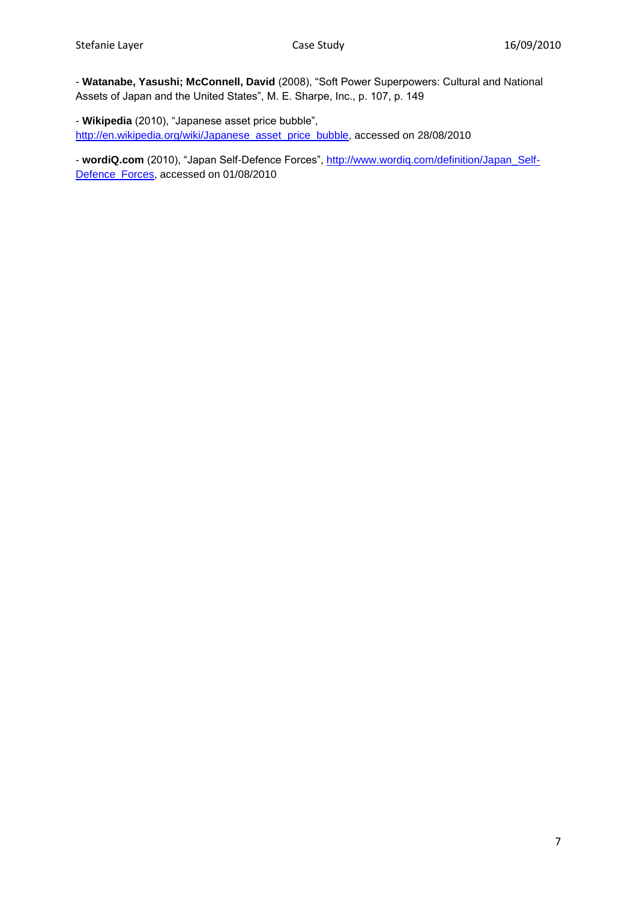- **Watanabe, Yasushi; McConnell, David** (2008), “Soft Power Superpowers: Cultural and National Assets of Japan and the United States”, M. E. Sharpe, Inc., p. 107, p. 149

- **Wikipedia** (2010), “Japanese asset price bubble”, http://en.wikipedia.org/wiki/Japanese_asset_price_bubble, accessed on 28/08/2010

- **wordiQ.com** (2010), “Japan Self-Defence Forces”, http://www.wordiq.com/definition/Japan_Self-Defence_Forces, accessed on 01/08/2010